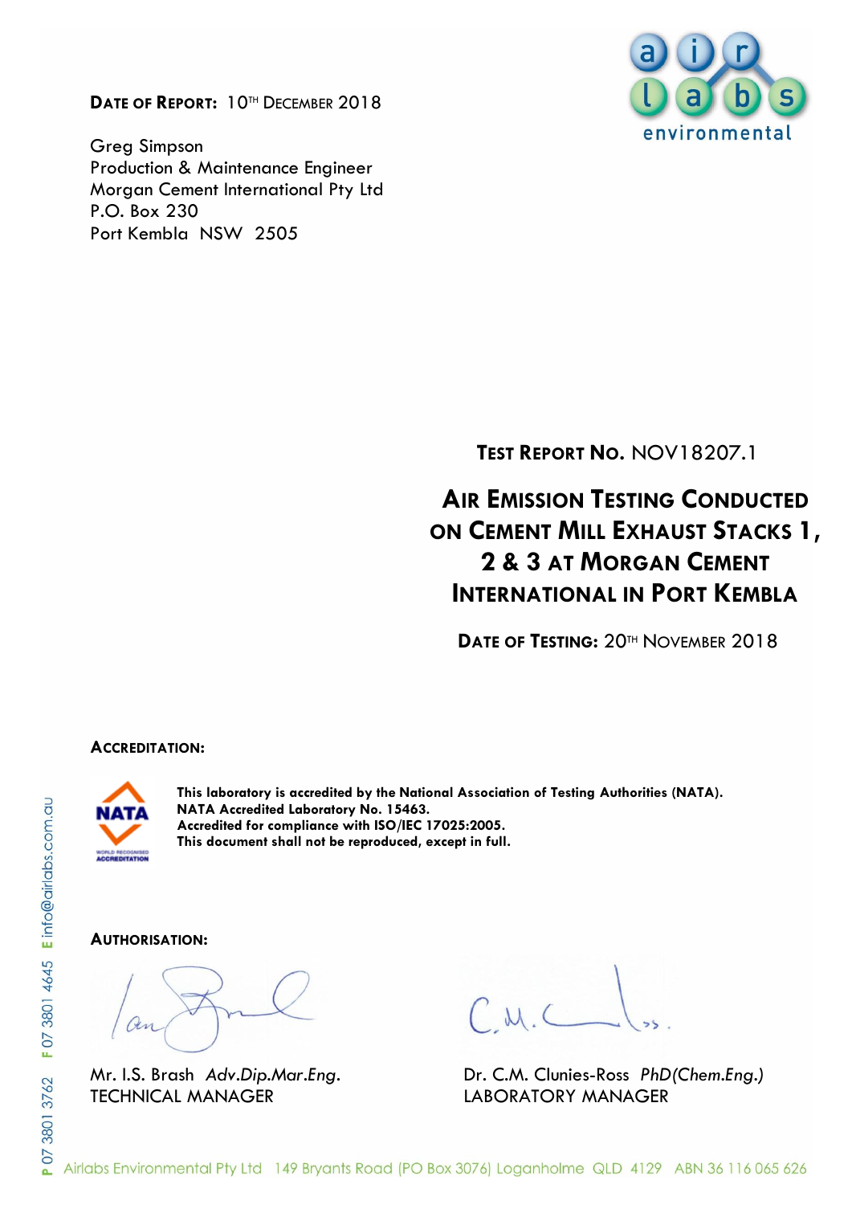**Date of Report:** 10th December 2018

Greg Simpson
Production & Maintenance Engineer
Morgan Cement International Pty Ltd
P.O. Box 230
Port Kembla NSW 2505

**Test Report No.** NOV18207.1

# Air Emission Testing Conducted on Cement Mill Exhaust Stacks 1, 2 & 3 at Morgan Cement International in Port Kembla

**Date of Testing:** 20th November 2018

**Accreditation:**

**This laboratory is accredited by the National Association of Testing Authorities (NATA).**
**NATA Accredited Laboratory No. 15463.**
**Accredited for compliance with ISO/IEC 17025:2005.**
**This document shall not be reproduced, except in full.**

**Authorisation:**

Mr. I.S. Brash *Adv.Dip.Mar.Eng.*
TECHNICAL MANAGER

Dr. C.M. Clunies-Ross *PhD(Chem.Eng.)*
LABORATORY MANAGER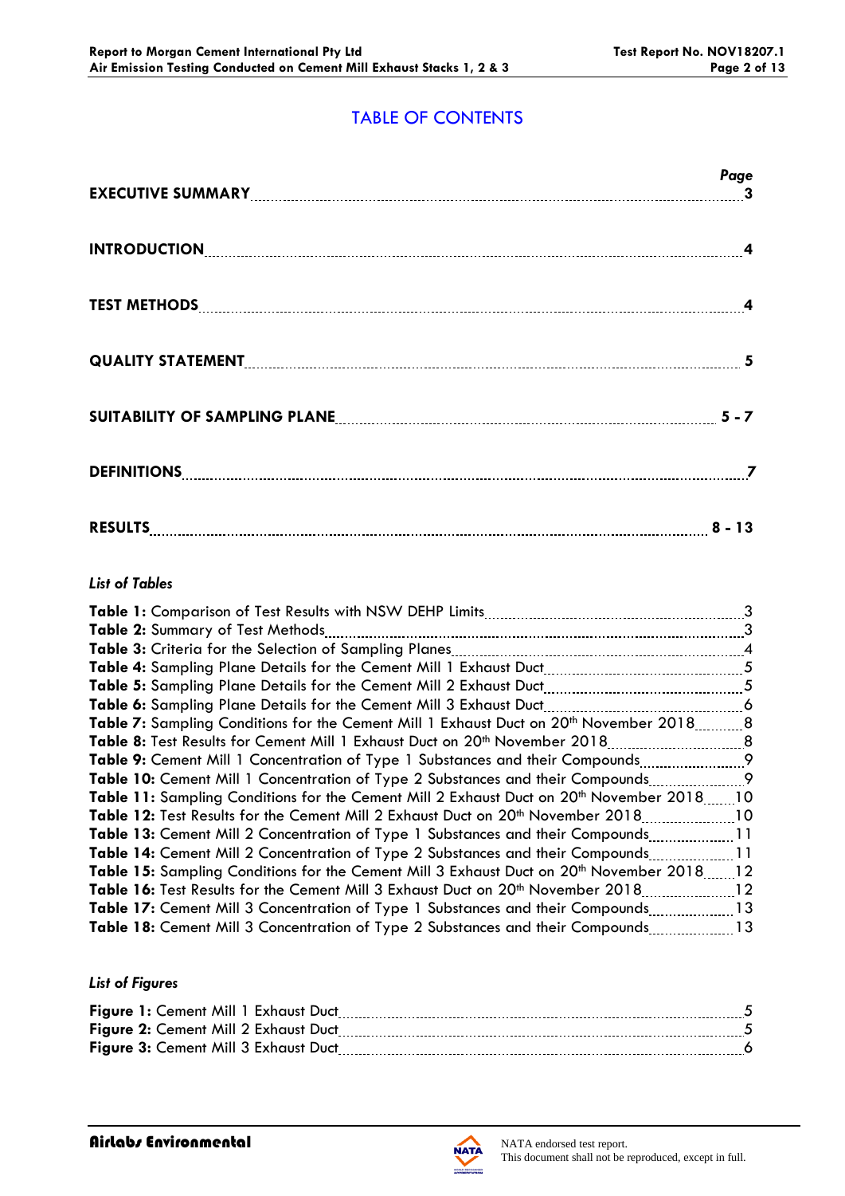# TABLE OF CONTENTS

| | Page |
|---|---|
| **EXECUTIVE SUMMARY** | **3** |
| **INTRODUCTION** | **4** |
| **TEST METHODS** | **4** |
| **QUALITY STATEMENT** | **5** |
| **SUITABILITY OF SAMPLING PLANE** | **5 - 7** |
| **DEFINITIONS** | **7** |
| **RESULTS** | **8 - 13** |

*List of Tables*

| | |
|---|---|
| **Table 1:** Comparison of Test Results with NSW DEHP Limits | 3 |
| **Table 2:** Summary of Test Methods | 3 |
| **Table 3:** Criteria for the Selection of Sampling Planes | 4 |
| **Table 4:** Sampling Plane Details for the Cement Mill 1 Exhaust Duct | 5 |
| **Table 5:** Sampling Plane Details for the Cement Mill 2 Exhaust Duct | 5 |
| **Table 6:** Sampling Plane Details for the Cement Mill 3 Exhaust Duct | 6 |
| **Table 7:** Sampling Conditions for the Cement Mill 1 Exhaust Duct on 20th November 2018 | 8 |
| **Table 8:** Test Results for Cement Mill 1 Exhaust Duct on 20th November 2018 | 8 |
| **Table 9:** Cement Mill 1 Concentration of Type 1 Substances and their Compounds | 9 |
| **Table 10:** Cement Mill 1 Concentration of Type 2 Substances and their Compounds | 9 |
| **Table 11:** Sampling Conditions for the Cement Mill 2 Exhaust Duct on 20th November 2018 | 10 |
| **Table 12:** Test Results for the Cement Mill 2 Exhaust Duct on 20th November 2018 | 10 |
| **Table 13:** Cement Mill 2 Concentration of Type 1 Substances and their Compounds | 11 |
| **Table 14:** Cement Mill 2 Concentration of Type 2 Substances and their Compounds | 11 |
| **Table 15:** Sampling Conditions for the Cement Mill 3 Exhaust Duct on 20th November 2018 | 12 |
| **Table 16:** Test Results for the Cement Mill 3 Exhaust Duct on 20th November 2018 | 12 |
| **Table 17:** Cement Mill 3 Concentration of Type 1 Substances and their Compounds | 13 |
| **Table 18:** Cement Mill 3 Concentration of Type 2 Substances and their Compounds | 13 |

*List of Figures*

| | |
|---|---|
| **Figure 1:** Cement Mill 1 Exhaust Duct | 5 |
| **Figure 2:** Cement Mill 2 Exhaust Duct | 5 |
| **Figure 3:** Cement Mill 3 Exhaust Duct | 6 |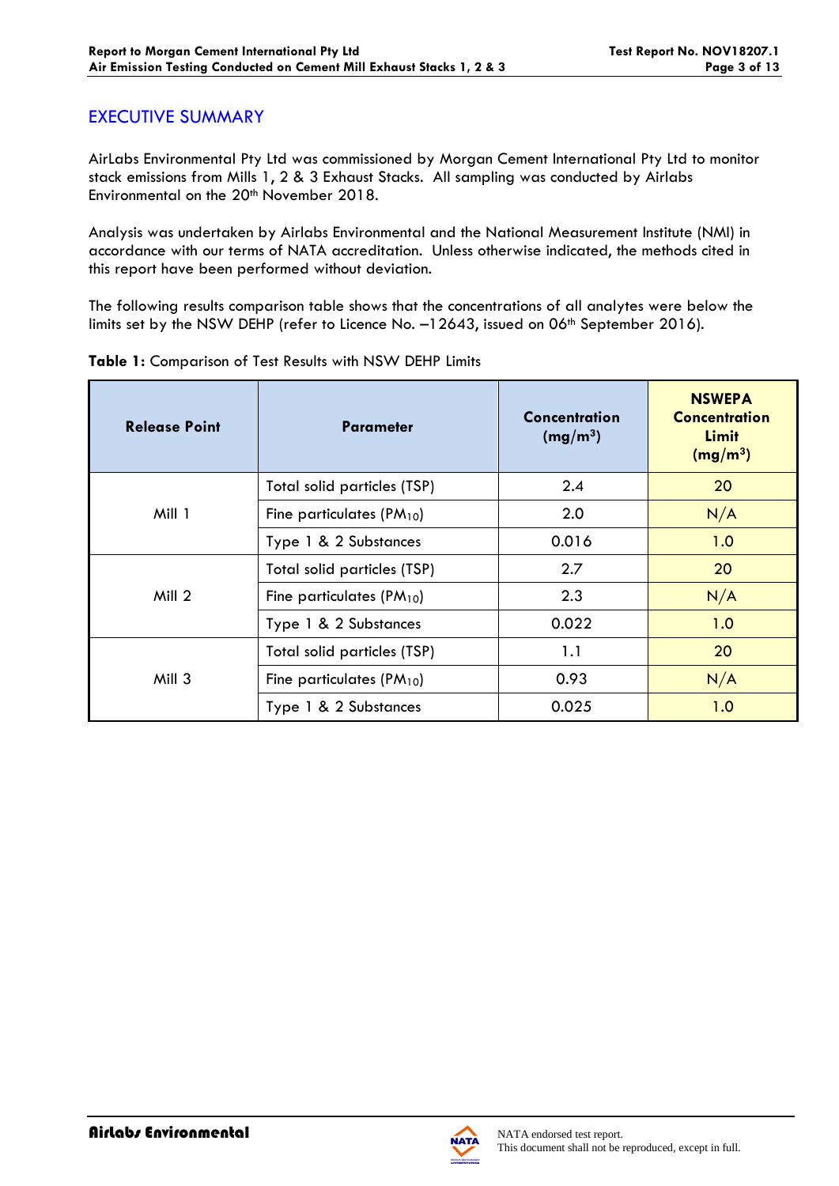## EXECUTIVE SUMMARY

AirLabs Environmental Pty Ltd was commissioned by Morgan Cement International Pty Ltd to monitor stack emissions from Mills 1, 2 & 3 Exhaust Stacks. All sampling was conducted by Airlabs Environmental on the 20th November 2018.

Analysis was undertaken by Airlabs Environmental and the National Measurement Institute (NMI) in accordance with our terms of NATA accreditation. Unless otherwise indicated, the methods cited in this report have been performed without deviation.

The following results comparison table shows that the concentrations of all analytes were below the limits set by the NSW DEHP (refer to Licence No. –12643, issued on 06th September 2016).

**Table 1:** Comparison of Test Results with NSW DEHP Limits

| Release Point | Parameter | Concentration ($mg/m^3$) | NSWEPA Concentration Limit ($mg/m^3$) |
|---|---|---|---|
| Mill 1 | Total solid particles (TSP) | 2.4 | 20 |
| | Fine particulates ($PM_{10}$) | 2.0 | N/A |
| | Type 1 & 2 Substances | 0.016 | 1.0 |
| Mill 2 | Total solid particles (TSP) | 2.7 | 20 |
| | Fine particulates ($PM_{10}$) | 2.3 | N/A |
| | Type 1 & 2 Substances | 0.022 | 1.0 |
| Mill 3 | Total solid particles (TSP) | 1.1 | 20 |
| | Fine particulates ($PM_{10}$) | 0.93 | N/A |
| | Type 1 & 2 Substances | 0.025 | 1.0 |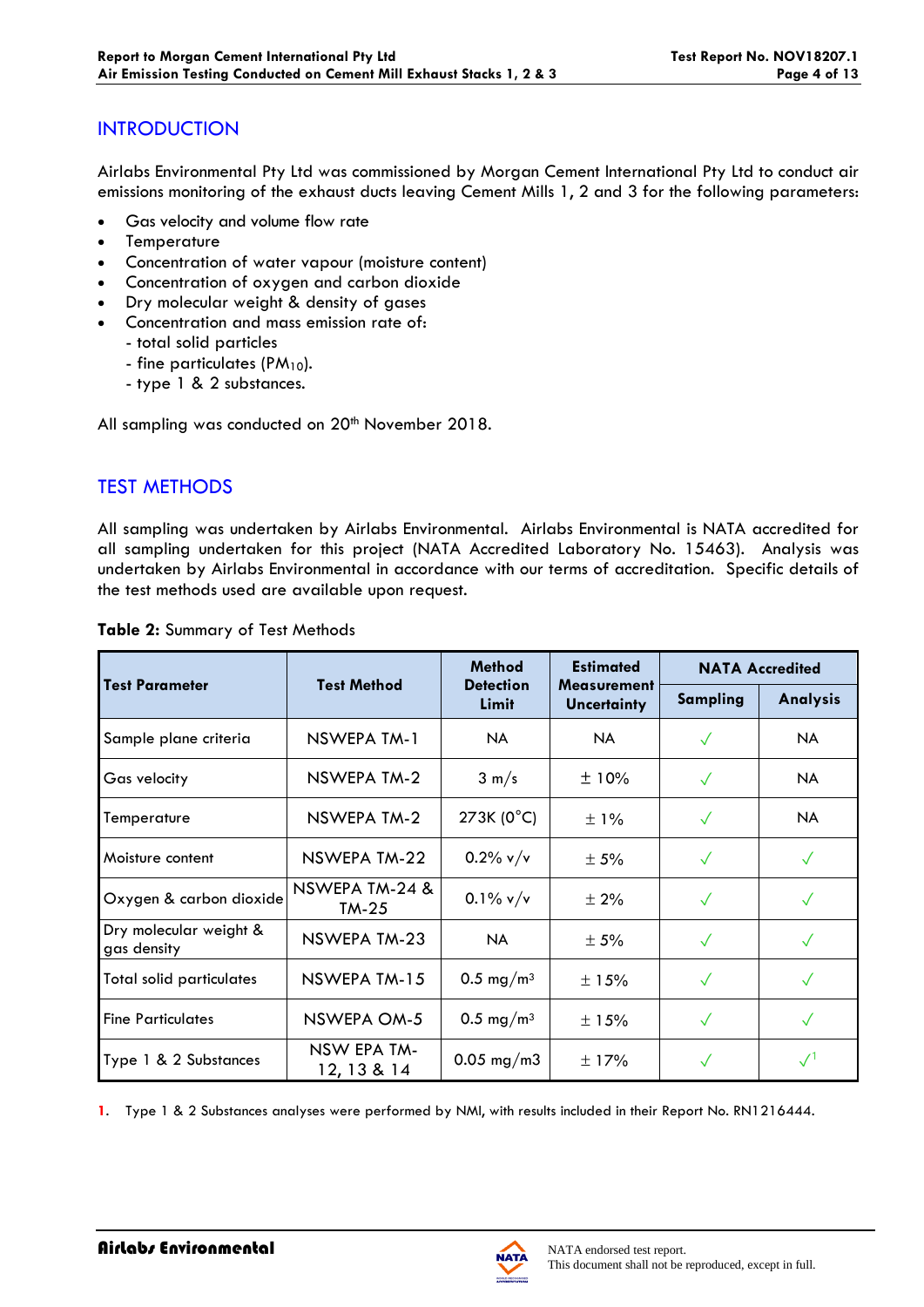# INTRODUCTION

Airlabs Environmental Pty Ltd was commissioned by Morgan Cement International Pty Ltd to conduct air emissions monitoring of the exhaust ducts leaving Cement Mills 1, 2 and 3 for the following parameters:

- Gas velocity and volume flow rate
- Temperature
- Concentration of water vapour (moisture content)
- Concentration of oxygen and carbon dioxide
- Dry molecular weight & density of gases
- Concentration and mass emission rate of:
  - total solid particles
  - fine particulates ($PM_{10}$).
  - type 1 & 2 substances.

All sampling was conducted on 20th November 2018.

# TEST METHODS

All sampling was undertaken by Airlabs Environmental. Airlabs Environmental is NATA accredited for all sampling undertaken for this project (NATA Accredited Laboratory No. 15463). Analysis was undertaken by Airlabs Environmental in accordance with our terms of accreditation. Specific details of the test methods used are available upon request.

**Table 2:** Summary of Test Methods

| Test Parameter | Test Method | Method Detection Limit | Estimated Measurement Uncertainty | NATA Accredited | |
|---|---|---|---|---|---|
| | | | | Sampling | Analysis |
| Sample plane criteria | NSWEPA TM-1 | NA | NA | ✓ | NA |
| Gas velocity | NSWEPA TM-2 | 3 m/s | ± 10% | ✓ | NA |
| Temperature | NSWEPA TM-2 | 273K (0°C) | ± 1% | ✓ | NA |
| Moisture content | NSWEPA TM-22 | 0.2% v/v | ± 5% | ✓ | ✓ |
| Oxygen & carbon dioxide | NSWEPA TM-24 & TM-25 | 0.1% v/v | ± 2% | ✓ | ✓ |
| Dry molecular weight & gas density | NSWEPA TM-23 | NA | ± 5% | ✓ | ✓ |
| Total solid particulates | NSWEPA TM-15 | 0.5 mg/m³ | ± 15% | ✓ | ✓ |
| Fine Particulates | NSWEPA OM-5 | 0.5 mg/m³ | ± 15% | ✓ | ✓ |
| Type 1 & 2 Substances | NSW EPA TM-12, 13 & 14 | 0.05 mg/m3 | ± 17% | ✓ | ✓[1] |

1. Type 1 & 2 Substances analyses were performed by NMI, with results included in their Report No. RN1216444.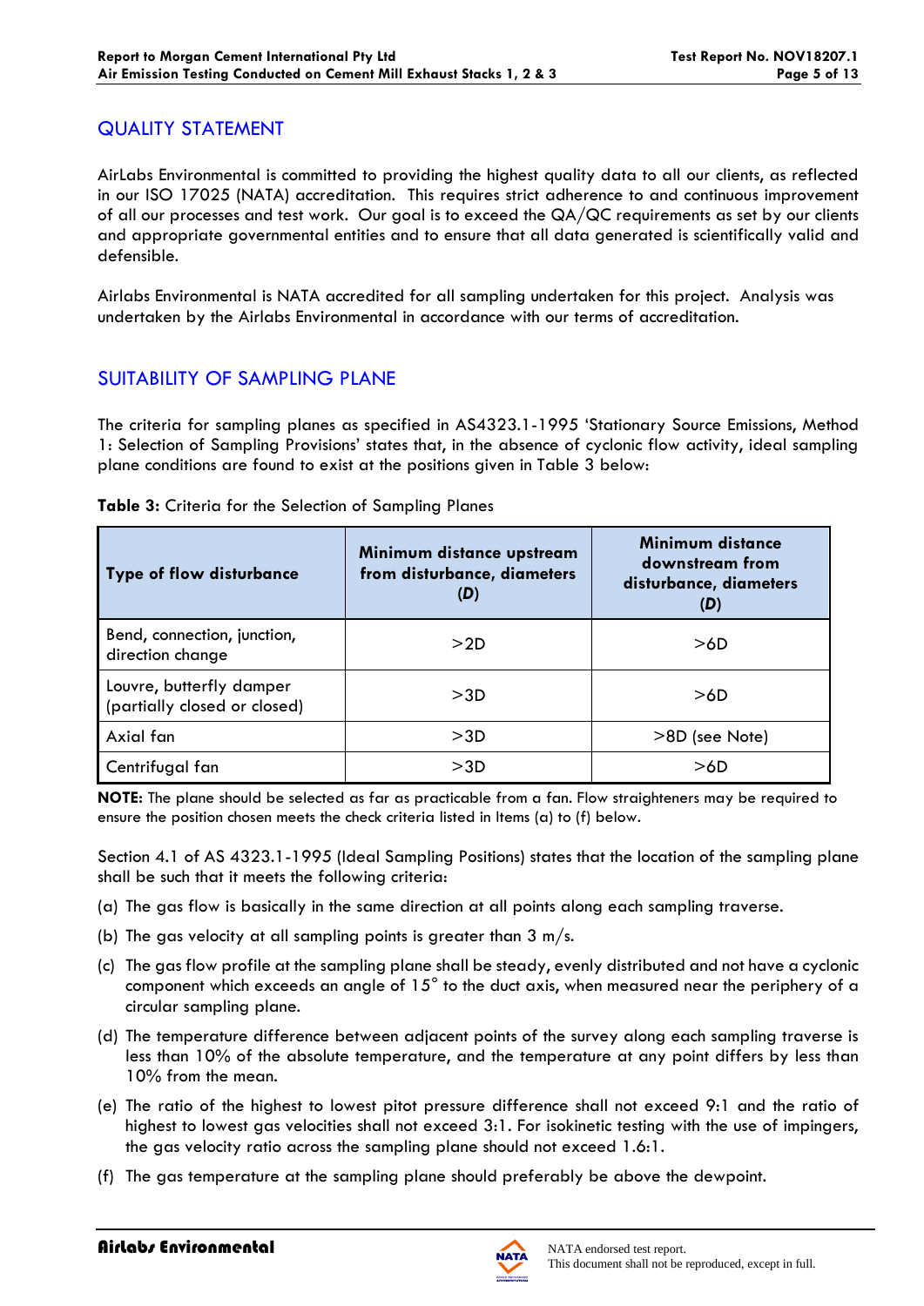## QUALITY STATEMENT

AirLabs Environmental is committed to providing the highest quality data to all our clients, as reflected in our ISO 17025 (NATA) accreditation. This requires strict adherence to and continuous improvement of all our processes and test work. Our goal is to exceed the QA/QC requirements as set by our clients and appropriate governmental entities and to ensure that all data generated is scientifically valid and defensible.

Airlabs Environmental is NATA accredited for all sampling undertaken for this project. Analysis was undertaken by the Airlabs Environmental in accordance with our terms of accreditation.

## SUITABILITY OF SAMPLING PLANE

The criteria for sampling planes as specified in AS4323.1-1995 'Stationary Source Emissions, Method 1: Selection of Sampling Provisions' states that, in the absence of cyclonic flow activity, ideal sampling plane conditions are found to exist at the positions given in Table 3 below:

**Table 3:** Criteria for the Selection of Sampling Planes

| Type of flow disturbance | Minimum distance upstream from disturbance, diameters (*D*) | Minimum distance downstream from disturbance, diameters (*D*) |
|---|---|---|
| Bend, connection, junction, direction change | >2D | >6D |
| Louvre, butterfly damper (partially closed or closed) | >3D | >6D |
| Axial fan | >3D | >8D (see Note) |
| Centrifugal fan | >3D | >6D |

**NOTE:** The plane should be selected as far as practicable from a fan. Flow straighteners may be required to ensure the position chosen meets the check criteria listed in Items (a) to (f) below.

Section 4.1 of AS 4323.1-1995 (Ideal Sampling Positions) states that the location of the sampling plane shall be such that it meets the following criteria:

(a) The gas flow is basically in the same direction at all points along each sampling traverse.

(b) The gas velocity at all sampling points is greater than 3 m/s.

(c) The gas flow profile at the sampling plane shall be steady, evenly distributed and not have a cyclonic component which exceeds an angle of 15° to the duct axis, when measured near the periphery of a circular sampling plane.

(d) The temperature difference between adjacent points of the survey along each sampling traverse is less than 10% of the absolute temperature, and the temperature at any point differs by less than 10% from the mean.

(e) The ratio of the highest to lowest pitot pressure difference shall not exceed 9:1 and the ratio of highest to lowest gas velocities shall not exceed 3:1. For isokinetic testing with the use of impingers, the gas velocity ratio across the sampling plane should not exceed 1.6:1.

(f) The gas temperature at the sampling plane should preferably be above the dewpoint.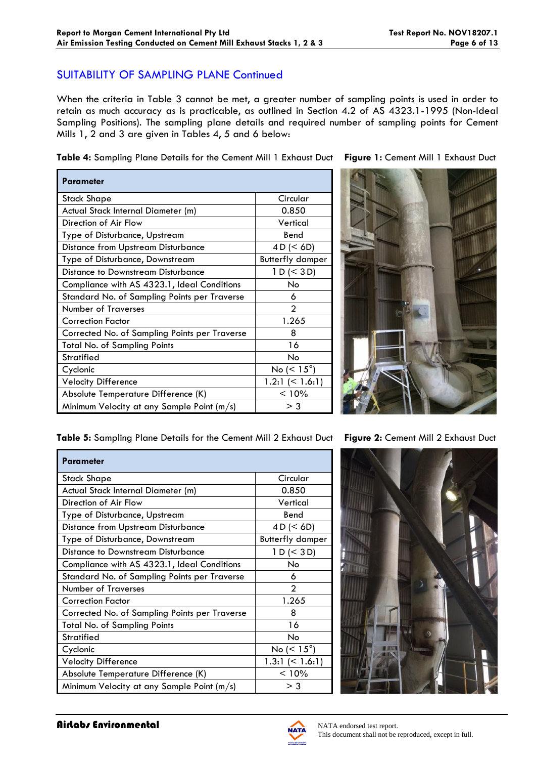## SUITABILITY OF SAMPLING PLANE Continued

When the criteria in Table 3 cannot be met, a greater number of sampling points is used in order to retain as much accuracy as is practicable, as outlined in Section 4.2 of AS 4323.1-1995 (Non-Ideal Sampling Positions). The sampling plane details and required number of sampling points for Cement Mills 1, 2 and 3 are given in Tables 4, 5 and 6 below:

**Table 4:** Sampling Plane Details for the Cement Mill 1 Exhaust Duct

| Parameter | |
|---|---|
| Stack Shape | Circular |
| Actual Stack Internal Diameter (m) | 0.850 |
| Direction of Air Flow | Vertical |
| Type of Disturbance, Upstream | Bend |
| Distance from Upstream Disturbance | 4 D (< 6D) |
| Type of Disturbance, Downstream | Butterfly damper |
| Distance to Downstream Disturbance | 1 D (< 3 D) |
| Compliance with AS 4323.1, Ideal Conditions | No |
| Standard No. of Sampling Points per Traverse | 6 |
| Number of Traverses | 2 |
| Correction Factor | 1.265 |
| Corrected No. of Sampling Points per Traverse | 8 |
| Total No. of Sampling Points | 16 |
| Stratified | No |
| Cyclonic | No (< 15°) |
| Velocity Difference | 1.2:1 (< 1.6:1) |
| Absolute Temperature Difference (K) | < 10% |
| Minimum Velocity at any Sample Point (m/s) | > 3 |

**Figure 1:** Cement Mill 1 Exhaust Duct

**Table 5:** Sampling Plane Details for the Cement Mill 2 Exhaust Duct

| Parameter | |
|---|---|
| Stack Shape | Circular |
| Actual Stack Internal Diameter (m) | 0.850 |
| Direction of Air Flow | Vertical |
| Type of Disturbance, Upstream | Bend |
| Distance from Upstream Disturbance | 4 D (< 6D) |
| Type of Disturbance, Downstream | Butterfly damper |
| Distance to Downstream Disturbance | 1 D (< 3 D) |
| Compliance with AS 4323.1, Ideal Conditions | No |
| Standard No. of Sampling Points per Traverse | 6 |
| Number of Traverses | 2 |
| Correction Factor | 1.265 |
| Corrected No. of Sampling Points per Traverse | 8 |
| Total No. of Sampling Points | 16 |
| Stratified | No |
| Cyclonic | No (< 15°) |
| Velocity Difference | 1.3:1 (< 1.6:1) |
| Absolute Temperature Difference (K) | < 10% |
| Minimum Velocity at any Sample Point (m/s) | > 3 |

**Figure 2:** Cement Mill 2 Exhaust Duct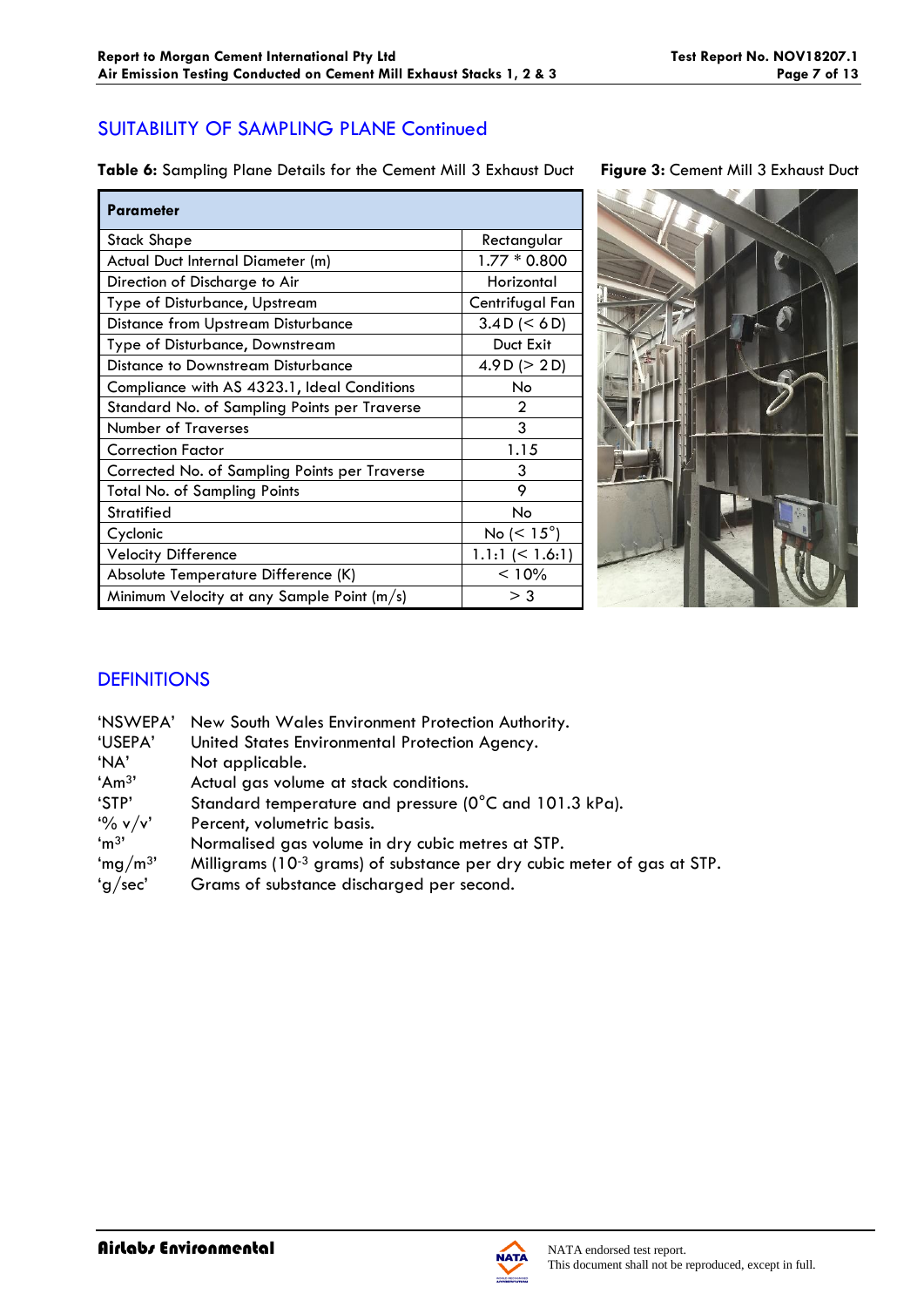## SUITABILITY OF SAMPLING PLANE Continued

**Table 6:** Sampling Plane Details for the Cement Mill 3 Exhaust Duct

| Parameter | |
|---|---|
| Stack Shape | Rectangular |
| Actual Duct Internal Diameter (m) | 1.77 * 0.800 |
| Direction of Discharge to Air | Horizontal |
| Type of Disturbance, Upstream | Centrifugal Fan |
| Distance from Upstream Disturbance | 3.4 D (< 6 D) |
| Type of Disturbance, Downstream | Duct Exit |
| Distance to Downstream Disturbance | 4.9 D (> 2 D) |
| Compliance with AS 4323.1, Ideal Conditions | No |
| Standard No. of Sampling Points per Traverse | 2 |
| Number of Traverses | 3 |
| Correction Factor | 1.15 |
| Corrected No. of Sampling Points per Traverse | 3 |
| Total No. of Sampling Points | 9 |
| Stratified | No |
| Cyclonic | No (< 15°) |
| Velocity Difference | 1.1:1 (< 1.6:1) |
| Absolute Temperature Difference (K) | < 10% |
| Minimum Velocity at any Sample Point (m/s) | > 3 |

**Figure 3:** Cement Mill 3 Exhaust Duct

## DEFINITIONS

| | |
|---|---|
| 'NSWEPA' | New South Wales Environment Protection Authority. |
| 'USEPA' | United States Environmental Protection Agency. |
| 'NA' | Not applicable. |
| 'Am$^3$' | Actual gas volume at stack conditions. |
| 'STP' | Standard temperature and pressure (0°C and 101.3 kPa). |
| '% v/v' | Percent, volumetric basis. |
| 'm$^3$' | Normalised gas volume in dry cubic metres at STP. |
| 'mg/m$^3$' | Milligrams ($10^{-3}$ grams) of substance per dry cubic meter of gas at STP. |
| 'g/sec' | Grams of substance discharged per second. |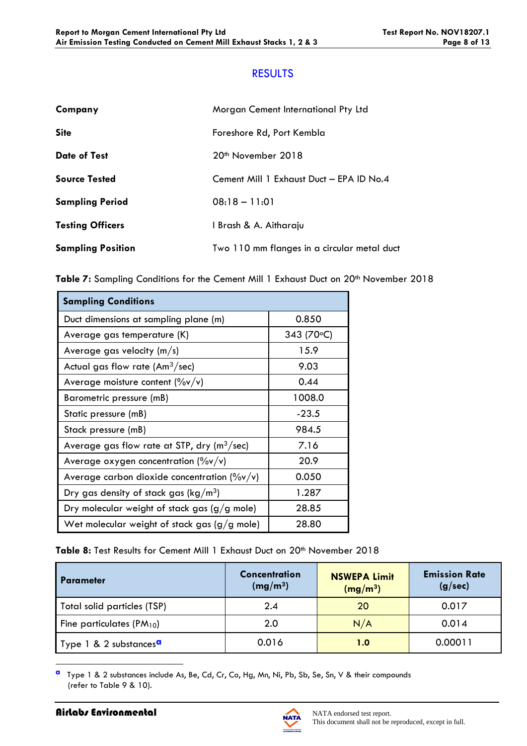## RESULTS

| | |
|---|---|
| **Company** | Morgan Cement International Pty Ltd |
| **Site** | Foreshore Rd, Port Kembla |
| **Date of Test** | 20th November 2018 |
| **Source Tested** | Cement Mill 1 Exhaust Duct – EPA ID No.4 |
| **Sampling Period** | 08:18 – 11:01 |
| **Testing Officers** | I Brash & A. Aitharaju |
| **Sampling Position** | Two 110 mm flanges in a circular metal duct |

**Table 7:** Sampling Conditions for the Cement Mill 1 Exhaust Duct on 20th November 2018

| Sampling Conditions | |
|---|---|
| Duct dimensions at sampling plane (m) | 0.850 |
| Average gas temperature (K) | 343 (70°C) |
| Average gas velocity (m/s) | 15.9 |
| Actual gas flow rate ($Am^3$/sec) | 9.03 |
| Average moisture content (%v/v) | 0.44 |
| Barometric pressure (mB) | 1008.0 |
| Static pressure (mB) | -23.5 |
| Stack pressure (mB) | 984.5 |
| Average gas flow rate at STP, dry ($m^3$/sec) | 7.16 |
| Average oxygen concentration (%v/v) | 20.9 |
| Average carbon dioxide concentration (%v/v) | 0.050 |
| Dry gas density of stack gas (kg/$m^3$) | 1.287 |
| Dry molecular weight of stack gas (g/g mole) | 28.85 |
| Wet molecular weight of stack gas (g/g mole) | 28.80 |

**Table 8:** Test Results for Cement Mill 1 Exhaust Duct on 20th November 2018

| Parameter | Concentration (mg/$m^3$) | NSWEPA Limit (mg/$m^3$) | Emission Rate (g/sec) |
|---|---|---|---|
| Total solid particles (TSP) | 2.4 | 20 | 0.017 |
| Fine particulates ($PM_{10}$) | 2.0 | N/A | 0.014 |
| Type 1 & 2 substances[a] | 0.016 | **1.0** | 0.00011 |

[a] Type 1 & 2 substances include As, Be, Cd, Cr, Co, Hg, Mn, Ni, Pb, Sb, Se, Sn, V & their compounds (refer to Table 9 & 10).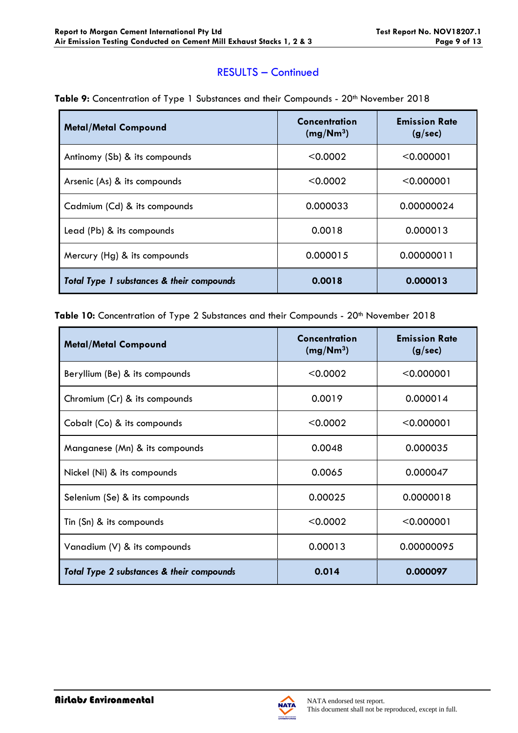## RESULTS – Continued

**Table 9:** Concentration of Type 1 Substances and their Compounds - 20th November 2018

| Metal/Metal Compound | Concentration ($mg/Nm^3$) | Emission Rate (g/sec) |
|---|---|---|
| Antimony (Sb) & its compounds | <0.0002 | <0.000001 |
| Arsenic (As) & its compounds | <0.0002 | <0.000001 |
| Cadmium (Cd) & its compounds | 0.000033 | 0.00000024 |
| Lead (Pb) & its compounds | 0.0018 | 0.000013 |
| Mercury (Hg) & its compounds | 0.000015 | 0.00000011 |
| ***Total Type 1 substances & their compounds*** | **0.0018** | **0.000013** |

**Table 10:** Concentration of Type 2 Substances and their Compounds - 20th November 2018

| Metal/Metal Compound | Concentration ($mg/Nm^3$) | Emission Rate (g/sec) |
|---|---|---|
| Beryllium (Be) & its compounds | <0.0002 | <0.000001 |
| Chromium (Cr) & its compounds | 0.0019 | 0.000014 |
| Cobalt (Co) & its compounds | <0.0002 | <0.000001 |
| Manganese (Mn) & its compounds | 0.0048 | 0.000035 |
| Nickel (Ni) & its compounds | 0.0065 | 0.000047 |
| Selenium (Se) & its compounds | 0.00025 | 0.0000018 |
| Tin (Sn) & its compounds | <0.0002 | <0.000001 |
| Vanadium (V) & its compounds | 0.00013 | 0.00000095 |
| ***Total Type 2 substances & their compounds*** | **0.014** | **0.000097** |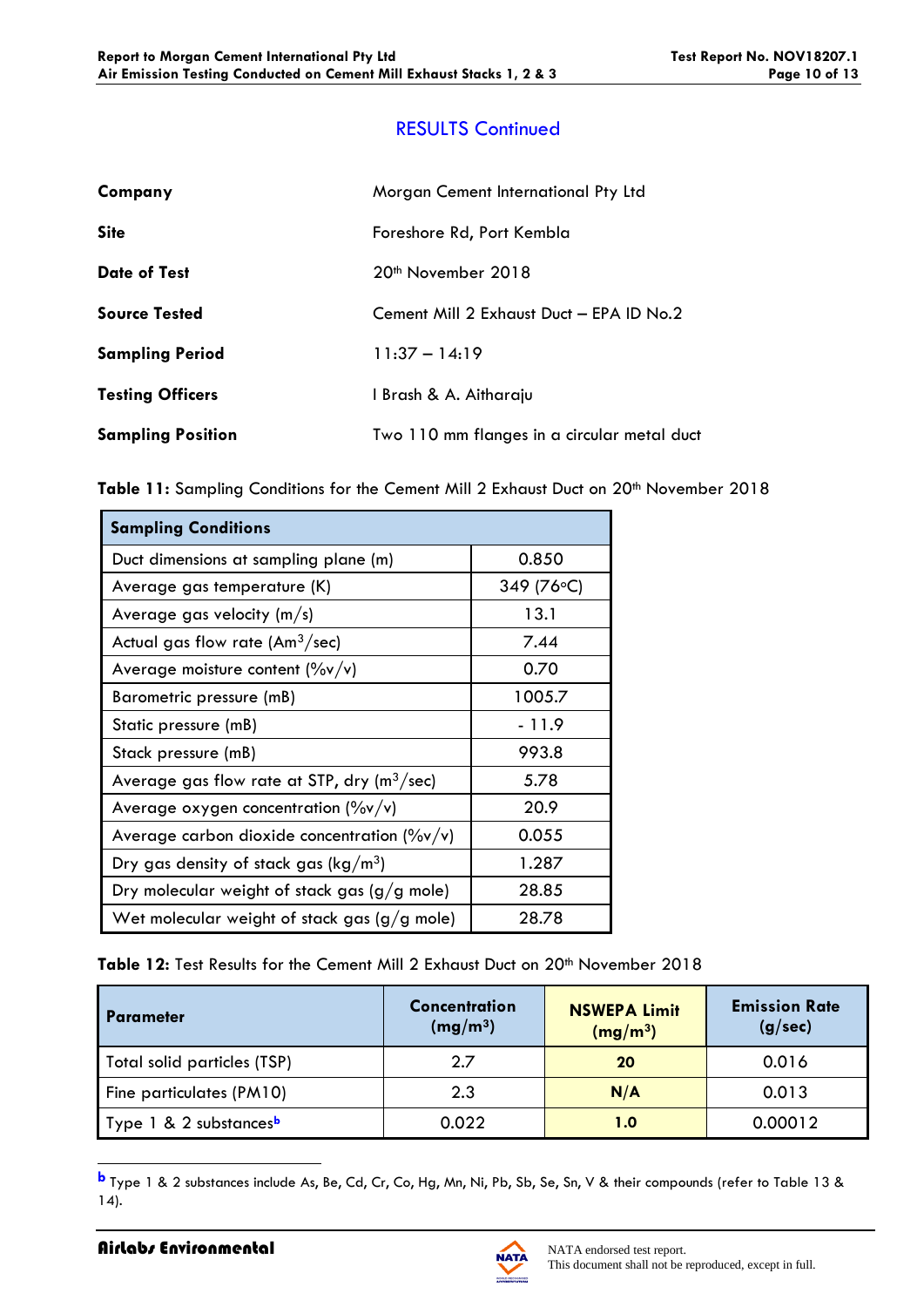## RESULTS Continued

| | |
|---|---|
| **Company** | Morgan Cement International Pty Ltd |
| **Site** | Foreshore Rd, Port Kembla |
| **Date of Test** | 20th November 2018 |
| **Source Tested** | Cement Mill 2 Exhaust Duct – EPA ID No.2 |
| **Sampling Period** | 11:37 – 14:19 |
| **Testing Officers** | I Brash & A. Aitharaju |
| **Sampling Position** | Two 110 mm flanges in a circular metal duct |

**Table 11:** Sampling Conditions for the Cement Mill 2 Exhaust Duct on 20th November 2018

| Sampling Conditions | |
|---|---|
| Duct dimensions at sampling plane (m) | 0.850 |
| Average gas temperature (K) | 349 (76°C) |
| Average gas velocity (m/s) | 13.1 |
| Actual gas flow rate ($Am^3$/sec) | 7.44 |
| Average moisture content (%v/v) | 0.70 |
| Barometric pressure (mB) | 1005.7 |
| Static pressure (mB) | - 11.9 |
| Stack pressure (mB) | 993.8 |
| Average gas flow rate at STP, dry ($m^3$/sec) | 5.78 |
| Average oxygen concentration (%v/v) | 20.9 |
| Average carbon dioxide concentration (%v/v) | 0.055 |
| Dry gas density of stack gas (kg/$m^3$) | 1.287 |
| Dry molecular weight of stack gas (g/g mole) | 28.85 |
| Wet molecular weight of stack gas (g/g mole) | 28.78 |

**Table 12:** Test Results for the Cement Mill 2 Exhaust Duct on 20th November 2018

| Parameter | Concentration (mg/$m^3$) | NSWEPA Limit (mg/$m^3$) | Emission Rate (g/sec) |
|---|---|---|---|
| Total solid particles (TSP) | 2.7 | **20** | 0.016 |
| Fine particulates (PM10) | 2.3 | **N/A** | 0.013 |
| Type 1 & 2 substances[b] | 0.022 | **1.0** | 0.00012 |

[b] Type 1 & 2 substances include As, Be, Cd, Cr, Co, Hg, Mn, Ni, Pb, Sb, Se, Sn, V & their compounds (refer to Table 13 & 14).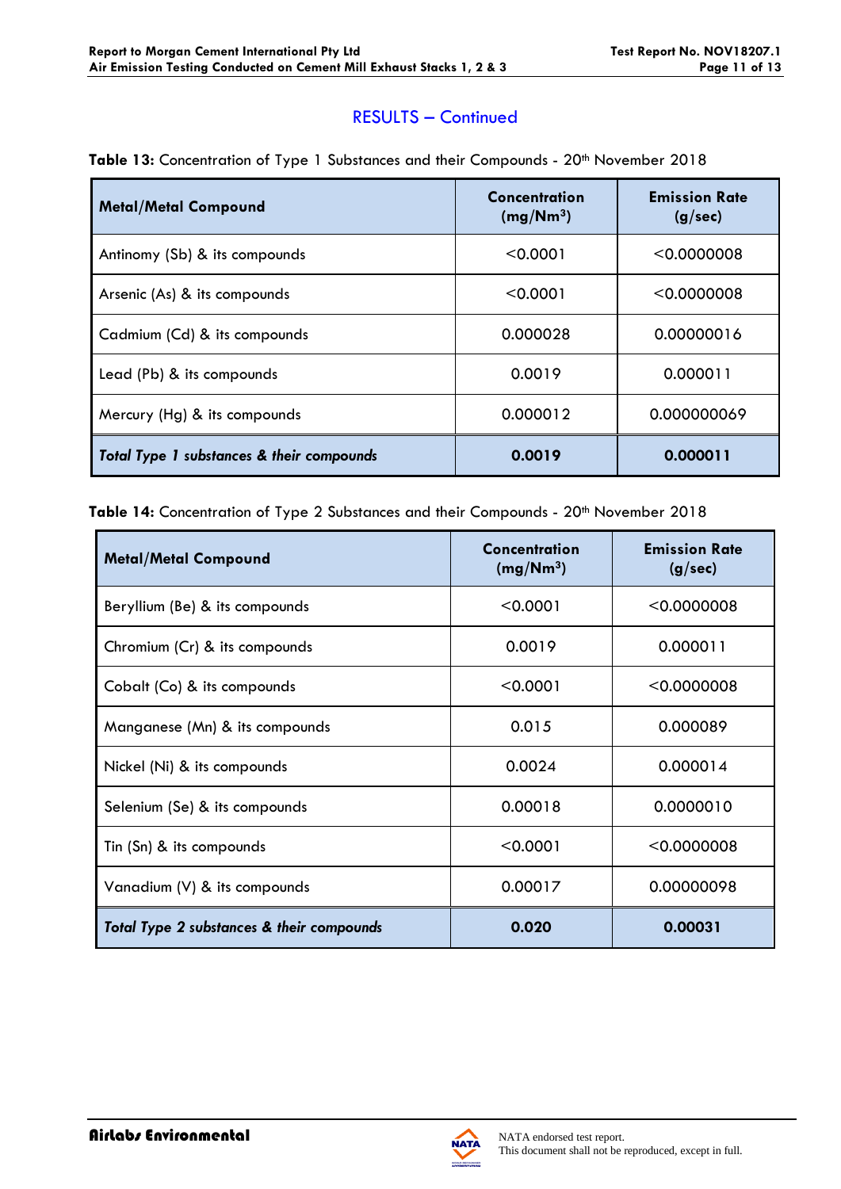## RESULTS – Continued

**Table 13:** Concentration of Type 1 Substances and their Compounds - 20th November 2018

| Metal/Metal Compound | Concentration ($mg/Nm^3$) | Emission Rate (g/sec) |
|---|---|---|
| Antimony (Sb) & its compounds | <0.0001 | <0.0000008 |
| Arsenic (As) & its compounds | <0.0001 | <0.0000008 |
| Cadmium (Cd) & its compounds | 0.000028 | 0.00000016 |
| Lead (Pb) & its compounds | 0.0019 | 0.000011 |
| Mercury (Hg) & its compounds | 0.000012 | 0.000000069 |
| ***Total Type 1 substances & their compounds*** | **0.0019** | **0.000011** |

**Table 14:** Concentration of Type 2 Substances and their Compounds - 20th November 2018

| Metal/Metal Compound | Concentration ($mg/Nm^3$) | Emission Rate (g/sec) |
|---|---|---|
| Beryllium (Be) & its compounds | <0.0001 | <0.0000008 |
| Chromium (Cr) & its compounds | 0.0019 | 0.000011 |
| Cobalt (Co) & its compounds | <0.0001 | <0.0000008 |
| Manganese (Mn) & its compounds | 0.015 | 0.000089 |
| Nickel (Ni) & its compounds | 0.0024 | 0.000014 |
| Selenium (Se) & its compounds | 0.00018 | 0.0000010 |
| Tin (Sn) & its compounds | <0.0001 | <0.0000008 |
| Vanadium (V) & its compounds | 0.00017 | 0.00000098 |
| ***Total Type 2 substances & their compounds*** | **0.020** | **0.00031** |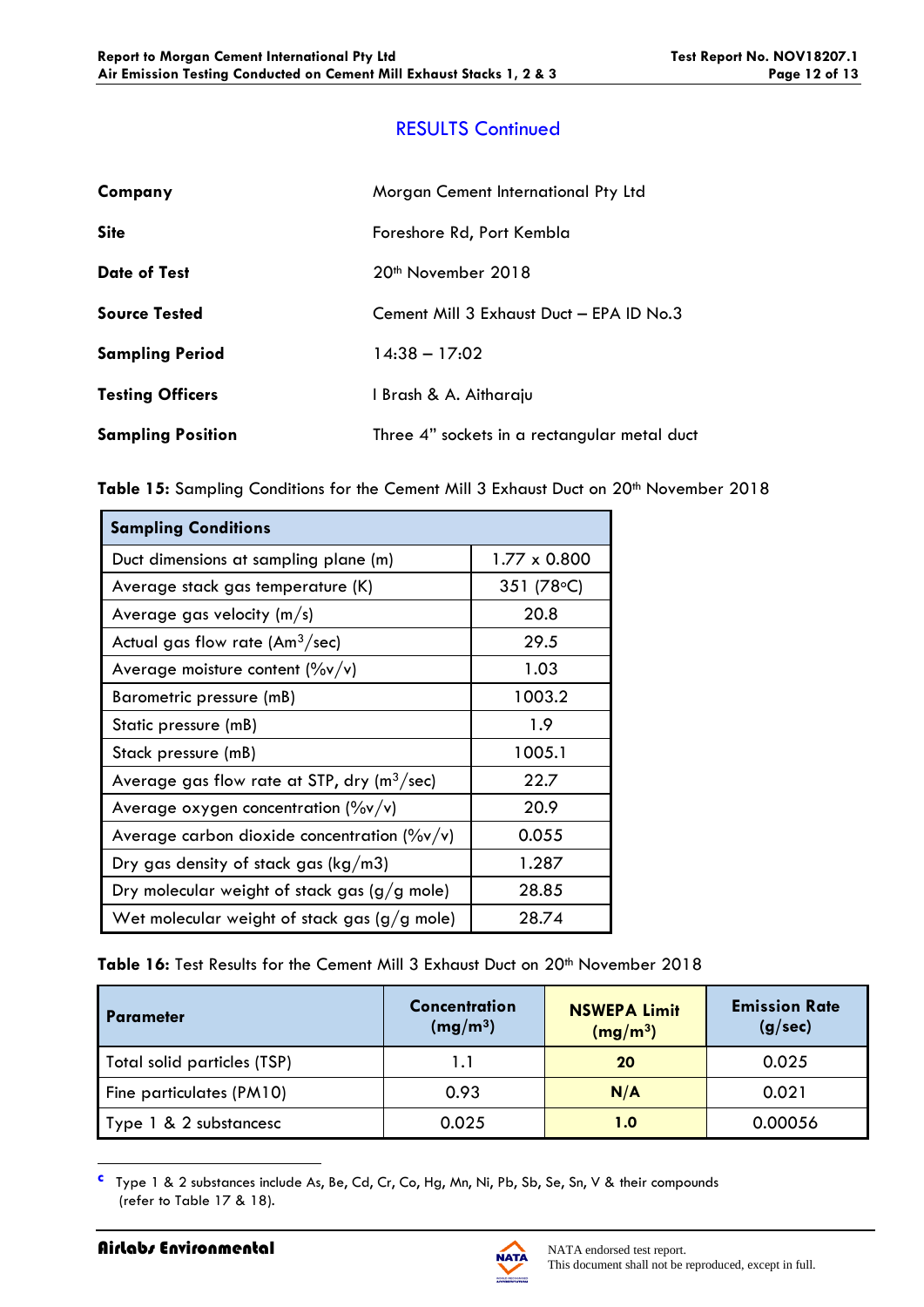## RESULTS Continued

| | |
|---|---|
| **Company** | Morgan Cement International Pty Ltd |
| **Site** | Foreshore Rd, Port Kembla |
| **Date of Test** | 20th November 2018 |
| **Source Tested** | Cement Mill 3 Exhaust Duct – EPA ID No.3 |
| **Sampling Period** | 14:38 – 17:02 |
| **Testing Officers** | I Brash & A. Aitharaju |
| **Sampling Position** | Three 4" sockets in a rectangular metal duct |

**Table 15:** Sampling Conditions for the Cement Mill 3 Exhaust Duct on 20th November 2018

| **Sampling Conditions** | |
|---|---|
| Duct dimensions at sampling plane (m) | 1.77 x 0.800 |
| Average stack gas temperature (K) | 351 (78°C) |
| Average gas velocity (m/s) | 20.8 |
| Actual gas flow rate ($Am^3$/sec) | 29.5 |
| Average moisture content (%v/v) | 1.03 |
| Barometric pressure (mB) | 1003.2 |
| Static pressure (mB) | 1.9 |
| Stack pressure (mB) | 1005.1 |
| Average gas flow rate at STP, dry ($m^3$/sec) | 22.7 |
| Average oxygen concentration (%v/v) | 20.9 |
| Average carbon dioxide concentration (%v/v) | 0.055 |
| Dry gas density of stack gas (kg/m3) | 1.287 |
| Dry molecular weight of stack gas (g/g mole) | 28.85 |
| Wet molecular weight of stack gas (g/g mole) | 28.74 |

**Table 16:** Test Results for the Cement Mill 3 Exhaust Duct on 20th November 2018

| **Parameter** | **Concentration ($mg/m^3$)** | **NSWEPA Limit ($mg/m^3$)** | **Emission Rate (g/sec)** |
|---|---|---|---|
| Total solid particles (TSP) | 1.1 | **20** | 0.025 |
| Fine particulates (PM10) | 0.93 | **N/A** | 0.021 |
| Type 1 & 2 substances[c] | 0.025 | **1.0** | 0.00056 |

[c] Type 1 & 2 substances include As, Be, Cd, Cr, Co, Hg, Mn, Ni, Pb, Sb, Se, Sn, V & their compounds (refer to Table 17 & 18).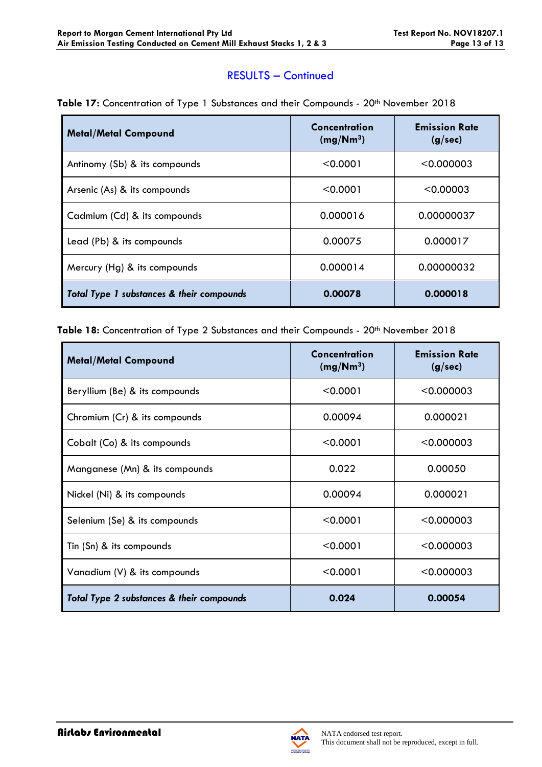## RESULTS – Continued

**Table 17:** Concentration of Type 1 Substances and their Compounds - 20th November 2018

| Metal/Metal Compound | Concentration ($mg/Nm^3$) | Emission Rate (g/sec) |
|---|---|---|
| Antimony (Sb) & its compounds | <0.0001 | <0.000003 |
| Arsenic (As) & its compounds | <0.0001 | <0.00003 |
| Cadmium (Cd) & its compounds | 0.000016 | 0.00000037 |
| Lead (Pb) & its compounds | 0.00075 | 0.000017 |
| Mercury (Hg) & its compounds | 0.000014 | 0.00000032 |
| ***Total Type 1 substances & their compounds*** | **0.00078** | **0.000018** |

**Table 18:** Concentration of Type 2 Substances and their Compounds - 20th November 2018

| Metal/Metal Compound | Concentration ($mg/Nm^3$) | Emission Rate (g/sec) |
|---|---|---|
| Beryllium (Be) & its compounds | <0.0001 | <0.000003 |
| Chromium (Cr) & its compounds | 0.00094 | 0.000021 |
| Cobalt (Co) & its compounds | <0.0001 | <0.000003 |
| Manganese (Mn) & its compounds | 0.022 | 0.00050 |
| Nickel (Ni) & its compounds | 0.00094 | 0.000021 |
| Selenium (Se) & its compounds | <0.0001 | <0.000003 |
| Tin (Sn) & its compounds | <0.0001 | <0.000003 |
| Vanadium (V) & its compounds | <0.0001 | <0.000003 |
| ***Total Type 2 substances & their compounds*** | **0.024** | **0.00054** |